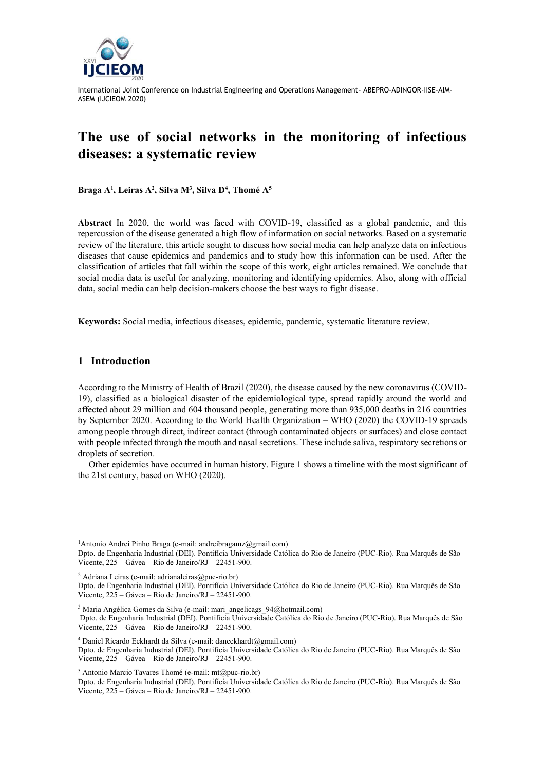# The use of social networks in the monitoring of infectious diseases: a systematic review

**Braga A[1], Leiras A[2], Silva M[3], Silva D[4], Thomé A[5]**

**Abstract** In 2020, the world was faced with COVID-19, classified as a global pandemic, and this repercussion of the disease generated a high flow of information on social networks. Based on a systematic review of the literature, this article sought to discuss how social media can help analyze data on infectious diseases that cause epidemics and pandemics and to study how this information can be used. After the classification of articles that fall within the scope of this work, eight articles remained. We conclude that social media data is useful for analyzing, monitoring and identifying epidemics. Also, along with official data, social media can help decision-makers choose the best ways to fight disease.

**Keywords:** Social media, infectious diseases, epidemic, pandemic, systematic literature review.

## 1 Introduction

According to the Ministry of Health of Brazil (2020), the disease caused by the new coronavirus (COVID-19), classified as a biological disaster of the epidemiological type, spread rapidly around the world and affected about 29 million and 604 thousand people, generating more than 935,000 deaths in 216 countries by September 2020. According to the World Health Organization – WHO (2020) the COVID-19 spreads among people through direct, indirect contact (through contaminated objects or surfaces) and close contact with people infected through the mouth and nasal secretions. These include saliva, respiratory secretions or droplets of secretion.

Other epidemics have occurred in human history. Figure 1 shows a timeline with the most significant of the 21st century, based on WHO (2020).

---

[1] Antonio Andrei Pinho Braga (e-mail: andreibragamz@gmail.com)
Dpto. de Engenharia Industrial (DEI). Pontifícia Universidade Católica do Rio de Janeiro (PUC-Rio). Rua Marquês de São Vicente, 225 – Gávea – Rio de Janeiro/RJ – 22451-900.

[2] Adriana Leiras (e-mail: adrianaleiras@puc-rio.br)
Dpto. de Engenharia Industrial (DEI). Pontifícia Universidade Católica do Rio de Janeiro (PUC-Rio). Rua Marquês de São Vicente, 225 – Gávea – Rio de Janeiro/RJ – 22451-900.

[3] Maria Angélica Gomes da Silva (e-mail: mari_angelicags_94@hotmail.com)
Dpto. de Engenharia Industrial (DEI). Pontifícia Universidade Católica do Rio de Janeiro (PUC-Rio). Rua Marquês de São Vicente, 225 – Gávea – Rio de Janeiro/RJ – 22451-900.

[4] Daniel Ricardo Eckhardt da Silva (e-mail: daneckhardt@gmail.com)
Dpto. de Engenharia Industrial (DEI). Pontifícia Universidade Católica do Rio de Janeiro (PUC-Rio). Rua Marquês de São Vicente, 225 – Gávea – Rio de Janeiro/RJ – 22451-900.

[5] Antonio Marcio Tavares Thomé (e-mail: mt@puc-rio.br)
Dpto. de Engenharia Industrial (DEI). Pontifícia Universidade Católica do Rio de Janeiro (PUC-Rio). Rua Marquês de São Vicente, 225 – Gávea – Rio de Janeiro/RJ – 22451-900.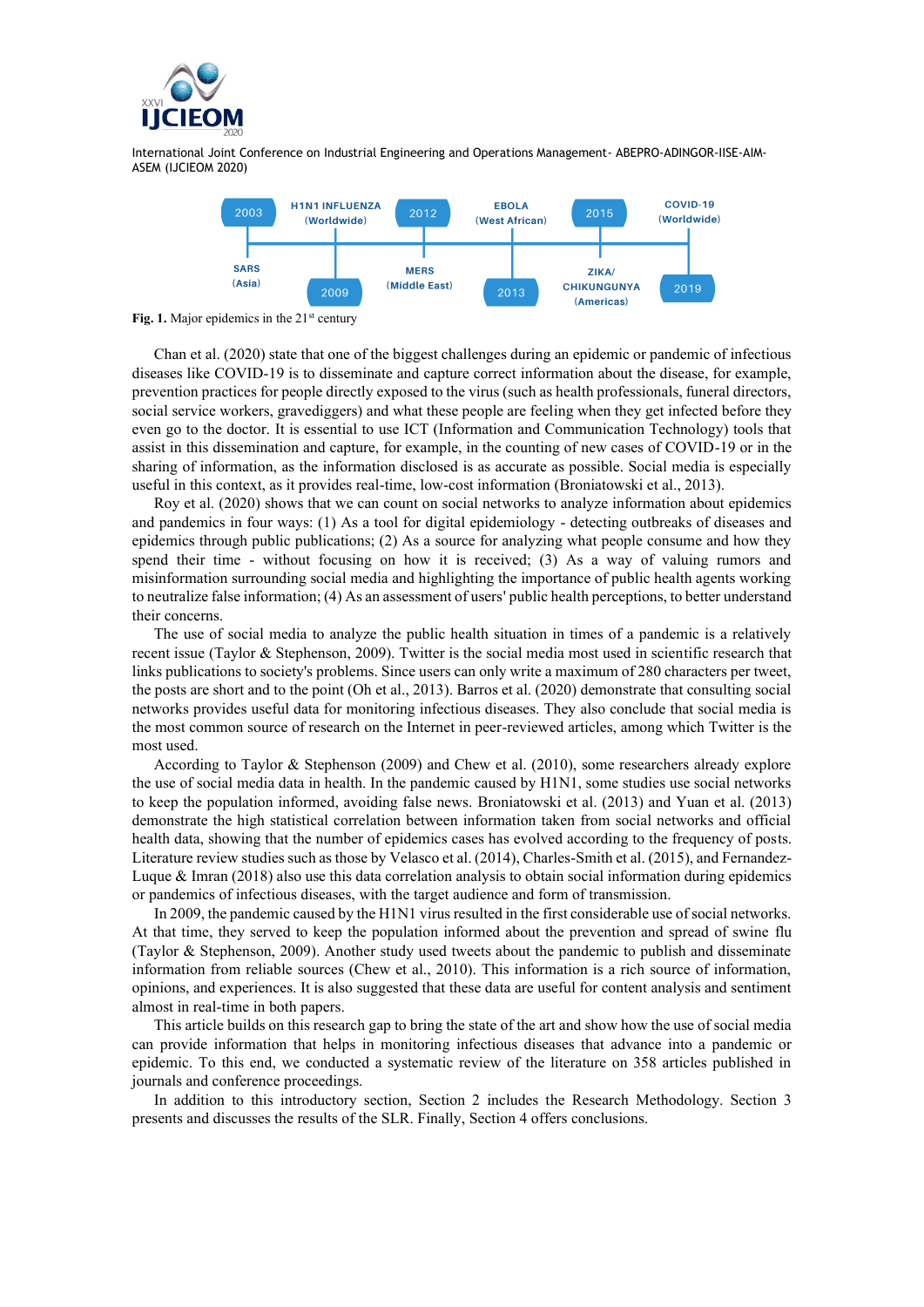2003 — SARS (Asia)
2009 — H1N1 INFLUENZA (Worldwide)
2012 — MERS (Middle East)
2013 — EBOLA (West African)
2015 — ZIKA/ CHIKUNGUNYA (Americas)
2019 — COVID-19 (Worldwide)

**Fig. 1.** Major epidemics in the 21st century

Chan et al. (2020) state that one of the biggest challenges during an epidemic or pandemic of infectious diseases like COVID-19 is to disseminate and capture correct information about the disease, for example, prevention practices for people directly exposed to the virus (such as health professionals, funeral directors, social service workers, gravediggers) and what these people are feeling when they get infected before they even go to the doctor. It is essential to use ICT (Information and Communication Technology) tools that assist in this dissemination and capture, for example, in the counting of new cases of COVID-19 or in the sharing of information, as the information disclosed is as accurate as possible. Social media is especially useful in this context, as it provides real-time, low-cost information (Broniatowski et al., 2013).

Roy et al. (2020) shows that we can count on social networks to analyze information about epidemics and pandemics in four ways: (1) As a tool for digital epidemiology - detecting outbreaks of diseases and epidemics through public publications; (2) As a source for analyzing what people consume and how they spend their time - without focusing on how it is received; (3) As a way of valuing rumors and misinformation surrounding social media and highlighting the importance of public health agents working to neutralize false information; (4) As an assessment of users' public health perceptions, to better understand their concerns.

The use of social media to analyze the public health situation in times of a pandemic is a relatively recent issue (Taylor & Stephenson, 2009). Twitter is the social media most used in scientific research that links publications to society's problems. Since users can only write a maximum of 280 characters per tweet, the posts are short and to the point (Oh et al., 2013). Barros et al. (2020) demonstrate that consulting social networks provides useful data for monitoring infectious diseases. They also conclude that social media is the most common source of research on the Internet in peer-reviewed articles, among which Twitter is the most used.

According to Taylor & Stephenson (2009) and Chew et al. (2010), some researchers already explore the use of social media data in health. In the pandemic caused by H1N1, some studies use social networks to keep the population informed, avoiding false news. Broniatowski et al. (2013) and Yuan et al. (2013) demonstrate the high statistical correlation between information taken from social networks and official health data, showing that the number of epidemics cases has evolved according to the frequency of posts. Literature review studies such as those by Velasco et al. (2014), Charles-Smith et al. (2015), and Fernandez-Luque & Imran (2018) also use this data correlation analysis to obtain social information during epidemics or pandemics of infectious diseases, with the target audience and form of transmission.

In 2009, the pandemic caused by the H1N1 virus resulted in the first considerable use of social networks. At that time, they served to keep the population informed about the prevention and spread of swine flu (Taylor & Stephenson, 2009). Another study used tweets about the pandemic to publish and disseminate information from reliable sources (Chew et al., 2010). This information is a rich source of information, opinions, and experiences. It is also suggested that these data are useful for content analysis and sentiment almost in real-time in both papers.

This article builds on this research gap to bring the state of the art and show how the use of social media can provide information that helps in monitoring infectious diseases that advance into a pandemic or epidemic. To this end, we conducted a systematic review of the literature on 358 articles published in journals and conference proceedings.

In addition to this introductory section, Section 2 includes the Research Methodology. Section 3 presents and discusses the results of the SLR. Finally, Section 4 offers conclusions.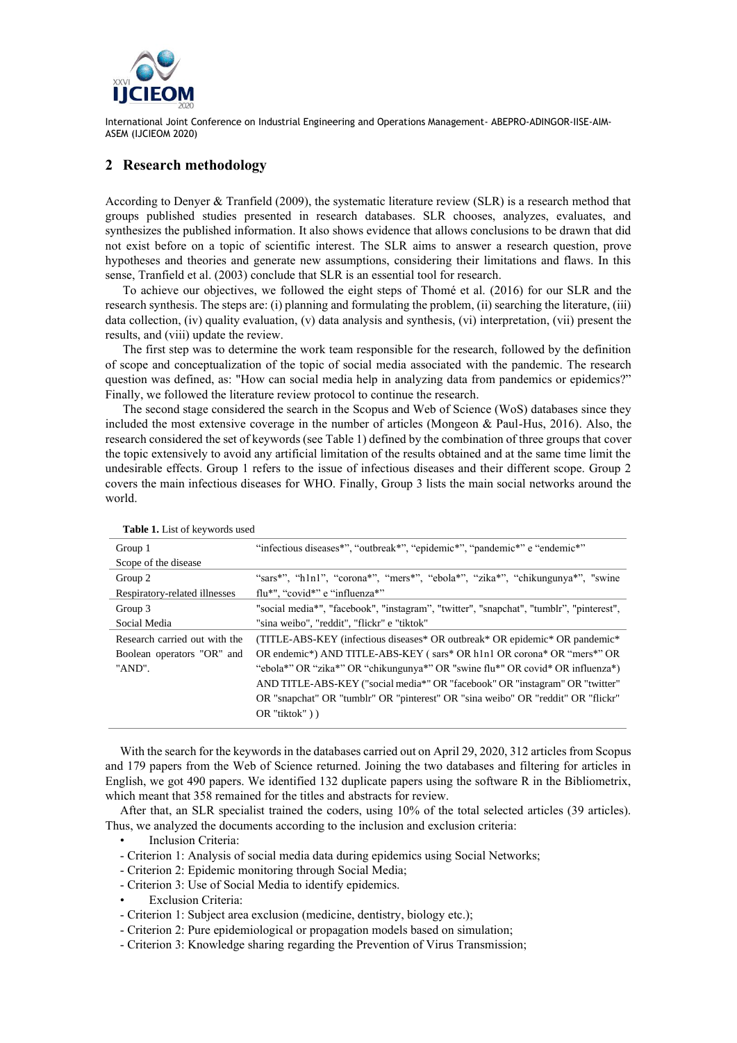## 2 Research methodology

According to Denyer & Tranfield (2009), the systematic literature review (SLR) is a research method that groups published studies presented in research databases. SLR chooses, analyzes, evaluates, and synthesizes the published information. It also shows evidence that allows conclusions to be drawn that did not exist before on a topic of scientific interest. The SLR aims to answer a research question, prove hypotheses and theories and generate new assumptions, considering their limitations and flaws. In this sense, Tranfield et al. (2003) conclude that SLR is an essential tool for research.

To achieve our objectives, we followed the eight steps of Thomé et al. (2016) for our SLR and the research synthesis. The steps are: (i) planning and formulating the problem, (ii) searching the literature, (iii) data collection, (iv) quality evaluation, (v) data analysis and synthesis, (vi) interpretation, (vii) present the results, and (viii) update the review.

The first step was to determine the work team responsible for the research, followed by the definition of scope and conceptualization of the topic of social media associated with the pandemic. The research question was defined, as: "How can social media help in analyzing data from pandemics or epidemics?" Finally, we followed the literature review protocol to continue the research.

The second stage considered the search in the Scopus and Web of Science (WoS) databases since they included the most extensive coverage in the number of articles (Mongeon & Paul-Hus, 2016). Also, the research considered the set of keywords (see Table 1) defined by the combination of three groups that cover the topic extensively to avoid any artificial limitation of the results obtained and at the same time limit the undesirable effects. Group 1 refers to the issue of infectious diseases and their different scope. Group 2 covers the main infectious diseases for WHO. Finally, Group 3 lists the main social networks around the world.

**Table 1.** List of keywords used

| | |
|---|---|
| Group 1<br>Scope of the disease | "infectious diseases*", "outbreak*", "epidemic*", "pandemic*" e "endemic*" |
| Group 2<br>Respiratory-related illnesses | "sars*", "h1n1", "corona*", "mers*", "ebola*", "zika*", "chikungunya*", "swine flu*", "covid*" e "influenza*" |
| Group 3<br>Social Media | "social media*", "facebook", "instagram", "twitter", "snapchat", "tumblr", "pinterest", "sina weibo", "reddit", "flickr" e "tiktok" |
| Research carried out with the Boolean operators "OR" and "AND". | (TITLE-ABS-KEY (infectious diseases* OR outbreak* OR epidemic* OR pandemic* OR endemic*) AND TITLE-ABS-KEY ( sars* OR h1n1 OR corona* OR "mers*" OR "ebola*" OR "zika*" OR "chikungunya*" OR "swine flu*" OR covid* OR influenza*) AND TITLE-ABS-KEY ("social media*" OR "facebook" OR "instagram" OR "twitter" OR "snapchat" OR "tumblr" OR "pinterest" OR "sina weibo" OR "reddit" OR "flickr" OR "tiktok" ) ) |

With the search for the keywords in the databases carried out on April 29, 2020, 312 articles from Scopus and 179 papers from the Web of Science returned. Joining the two databases and filtering for articles in English, we got 490 papers. We identified 132 duplicate papers using the software R in the Bibliometrix, which meant that 358 remained for the titles and abstracts for review.

After that, an SLR specialist trained the coders, using 10% of the total selected articles (39 articles). Thus, we analyzed the documents according to the inclusion and exclusion criteria:

- Inclusion Criteria:
  - Criterion 1: Analysis of social media data during epidemics using Social Networks;
  - Criterion 2: Epidemic monitoring through Social Media;
  - Criterion 3: Use of Social Media to identify epidemics.
- Exclusion Criteria:
  - Criterion 1: Subject area exclusion (medicine, dentistry, biology etc.);
  - Criterion 2: Pure epidemiological or propagation models based on simulation;
  - Criterion 3: Knowledge sharing regarding the Prevention of Virus Transmission;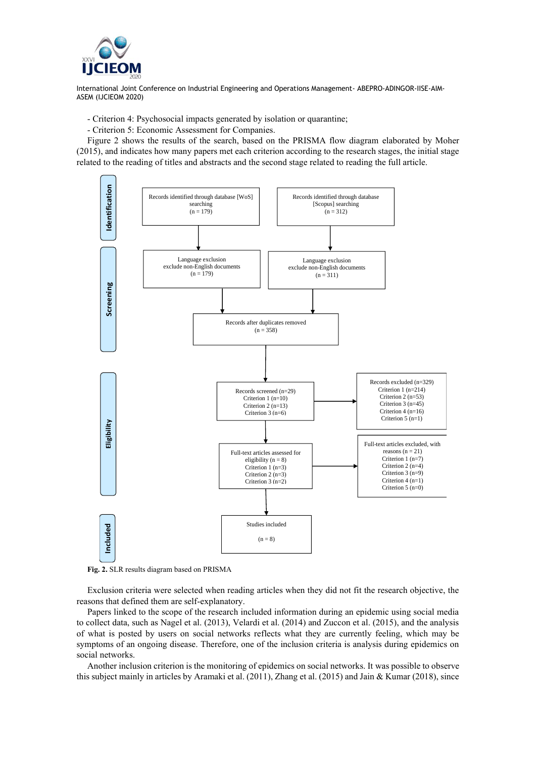- Criterion 4: Psychosocial impacts generated by isolation or quarantine;
- Criterion 5: Economic Assessment for Companies.

Figure 2 shows the results of the search, based on the PRISMA flow diagram elaborated by Moher (2015), and indicates how many papers met each criterion according to the research stages, the initial stage related to the reading of titles and abstracts and the second stage related to reading the full article.

**Identification**

Records identified through database [WoS] searching (n = 179)

Records identified through database [Scopus] searching (n = 312)

**Screening**

Language exclusion exclude non-English documents (n = 179)

Language exclusion exclude non-English documents (n = 311)

Records after duplicates removed (n = 358)

**Eligibility**

Records screened (n=29)
Criterion 1 (n=10)
Criterion 2 (n=13)
Criterion 3 (n=6)

Records excluded (n=329)
Criterion 1 (n=214)
Criterion 2 (n=53)
Criterion 3 (n=45)
Criterion 4 (n=16)
Criterion 5 (n=1)

Full-text articles assessed for eligibility (n = 8)
Criterion 1 (n=3)
Criterion 2 (n=3)
Criterion 3 (n=2)

Full-text articles excluded, with reasons (n = 21)
Criterion 1 (n=7)
Criterion 2 (n=4)
Criterion 3 (n=9)
Criterion 4 (n=1)
Criterion 5 (n=0)

**Included**

Studies included (n = 8)

**Fig. 2.** SLR results diagram based on PRISMA

Exclusion criteria were selected when reading articles when they did not fit the research objective, the reasons that defined them are self-explanatory.

Papers linked to the scope of the research included information during an epidemic using social media to collect data, such as Nagel et al. (2013), Velardi et al. (2014) and Zuccon et al. (2015), and the analysis of what is posted by users on social networks reflects what they are currently feeling, which may be symptoms of an ongoing disease. Therefore, one of the inclusion criteria is analysis during epidemics on social networks.

Another inclusion criterion is the monitoring of epidemics on social networks. It was possible to observe this subject mainly in articles by Aramaki et al. (2011), Zhang et al. (2015) and Jain & Kumar (2018), since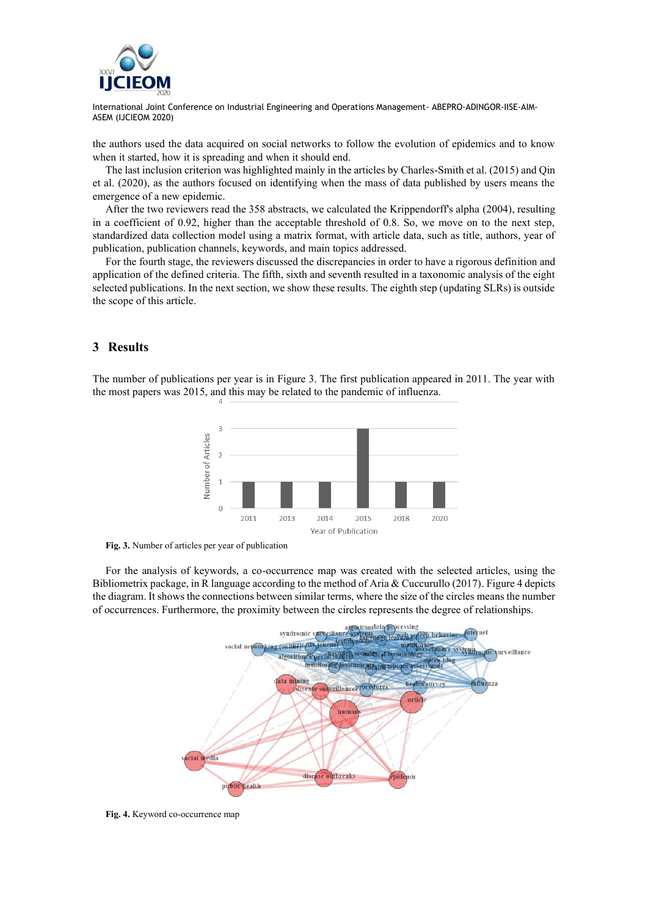the authors used the data acquired on social networks to follow the evolution of epidemics and to know when it started, how it is spreading and when it should end.

The last inclusion criterion was highlighted mainly in the articles by Charles-Smith et al. (2015) and Qin et al. (2020), as the authors focused on identifying when the mass of data published by users means the emergence of a new epidemic.

After the two reviewers read the 358 abstracts, we calculated the Krippendorff's alpha (2004), resulting in a coefficient of 0.92, higher than the acceptable threshold of 0.8. So, we move on to the next step, standardized data collection model using a matrix format, with article data, such as title, authors, year of publication, publication channels, keywords, and main topics addressed.

For the fourth stage, the reviewers discussed the discrepancies in order to have a rigorous definition and application of the defined criteria. The fifth, sixth and seventh resulted in a taxonomic analysis of the eight selected publications. In the next section, we show these results. The eighth step (updating SLRs) is outside the scope of this article.

## 3 Results

The number of publications per year is in Figure 3. The first publication appeared in 2011. The year with the most papers was 2015, and this may be related to the pandemic of influenza.

**Fig. 3.** Number of articles per year of publication

For the analysis of keywords, a co-occurrence map was created with the selected articles, using the Bibliometrix package, in R language according to the method of Aria & Cuccurullo (2017). Figure 4 depicts the diagram. It shows the connections between similar terms, where the size of the circles means the number of occurrences. Furthermore, the proximity between the circles represents the degree of relationships.

**Fig. 4.** Keyword co-occurrence map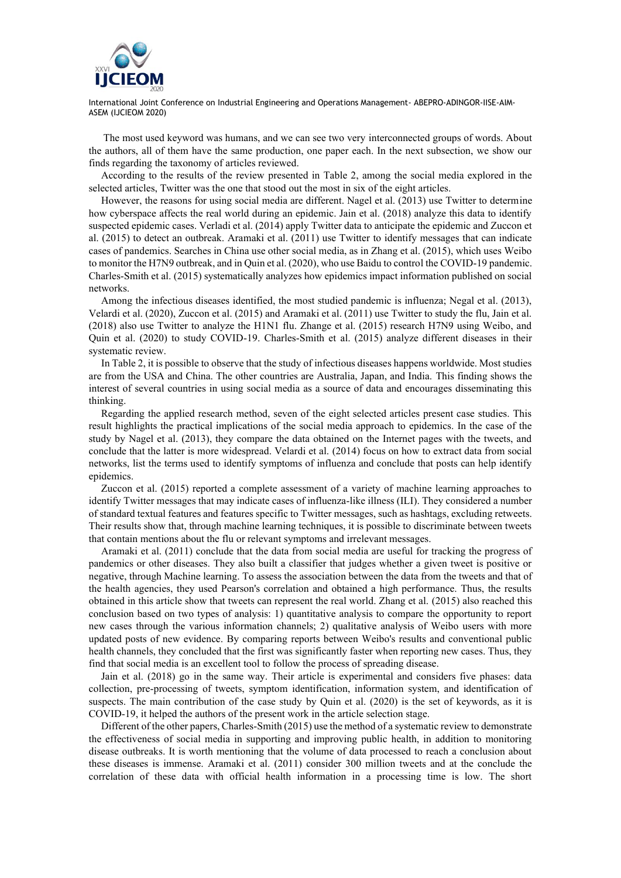The most used keyword was humans, and we can see two very interconnected groups of words. About the authors, all of them have the same production, one paper each. In the next subsection, we show our finds regarding the taxonomy of articles reviewed.

According to the results of the review presented in Table 2, among the social media explored in the selected articles, Twitter was the one that stood out the most in six of the eight articles.

However, the reasons for using social media are different. Nagel et al. (2013) use Twitter to determine how cyberspace affects the real world during an epidemic. Jain et al. (2018) analyze this data to identify suspected epidemic cases. Verladi et al. (2014) apply Twitter data to anticipate the epidemic and Zuccon et al. (2015) to detect an outbreak. Aramaki et al. (2011) use Twitter to identify messages that can indicate cases of pandemics. Searches in China use other social media, as in Zhang et al. (2015), which uses Weibo to monitor the H7N9 outbreak, and in Quin et al. (2020), who use Baidu to control the COVID-19 pandemic. Charles-Smith et al. (2015) systematically analyzes how epidemics impact information published on social networks.

Among the infectious diseases identified, the most studied pandemic is influenza; Negal et al. (2013), Velardi et al. (2020), Zuccon et al. (2015) and Aramaki et al. (2011) use Twitter to study the flu, Jain et al. (2018) also use Twitter to analyze the H1N1 flu. Zhange et al. (2015) research H7N9 using Weibo, and Quin et al. (2020) to study COVID-19. Charles-Smith et al. (2015) analyze different diseases in their systematic review.

In Table 2, it is possible to observe that the study of infectious diseases happens worldwide. Most studies are from the USA and China. The other countries are Australia, Japan, and India. This finding shows the interest of several countries in using social media as a source of data and encourages disseminating this thinking.

Regarding the applied research method, seven of the eight selected articles present case studies. This result highlights the practical implications of the social media approach to epidemics. In the case of the study by Nagel et al. (2013), they compare the data obtained on the Internet pages with the tweets, and conclude that the latter is more widespread. Velardi et al. (2014) focus on how to extract data from social networks, list the terms used to identify symptoms of influenza and conclude that posts can help identify epidemics.

Zuccon et al. (2015) reported a complete assessment of a variety of machine learning approaches to identify Twitter messages that may indicate cases of influenza-like illness (ILI). They considered a number of standard textual features and features specific to Twitter messages, such as hashtags, excluding retweets. Their results show that, through machine learning techniques, it is possible to discriminate between tweets that contain mentions about the flu or relevant symptoms and irrelevant messages.

Aramaki et al. (2011) conclude that the data from social media are useful for tracking the progress of pandemics or other diseases. They also built a classifier that judges whether a given tweet is positive or negative, through Machine learning. To assess the association between the data from the tweets and that of the health agencies, they used Pearson's correlation and obtained a high performance. Thus, the results obtained in this article show that tweets can represent the real world. Zhang et al. (2015) also reached this conclusion based on two types of analysis: 1) quantitative analysis to compare the opportunity to report new cases through the various information channels; 2) qualitative analysis of Weibo users with more updated posts of new evidence. By comparing reports between Weibo's results and conventional public health channels, they concluded that the first was significantly faster when reporting new cases. Thus, they find that social media is an excellent tool to follow the process of spreading disease.

Jain et al. (2018) go in the same way. Their article is experimental and considers five phases: data collection, pre-processing of tweets, symptom identification, information system, and identification of suspects. The main contribution of the case study by Quin et al. (2020) is the set of keywords, as it is COVID-19, it helped the authors of the present work in the article selection stage.

Different of the other papers, Charles-Smith (2015) use the method of a systematic review to demonstrate the effectiveness of social media in supporting and improving public health, in addition to monitoring disease outbreaks. It is worth mentioning that the volume of data processed to reach a conclusion about these diseases is immense. Aramaki et al. (2011) consider 300 million tweets and at the conclude the correlation of these data with official health information in a processing time is low. The short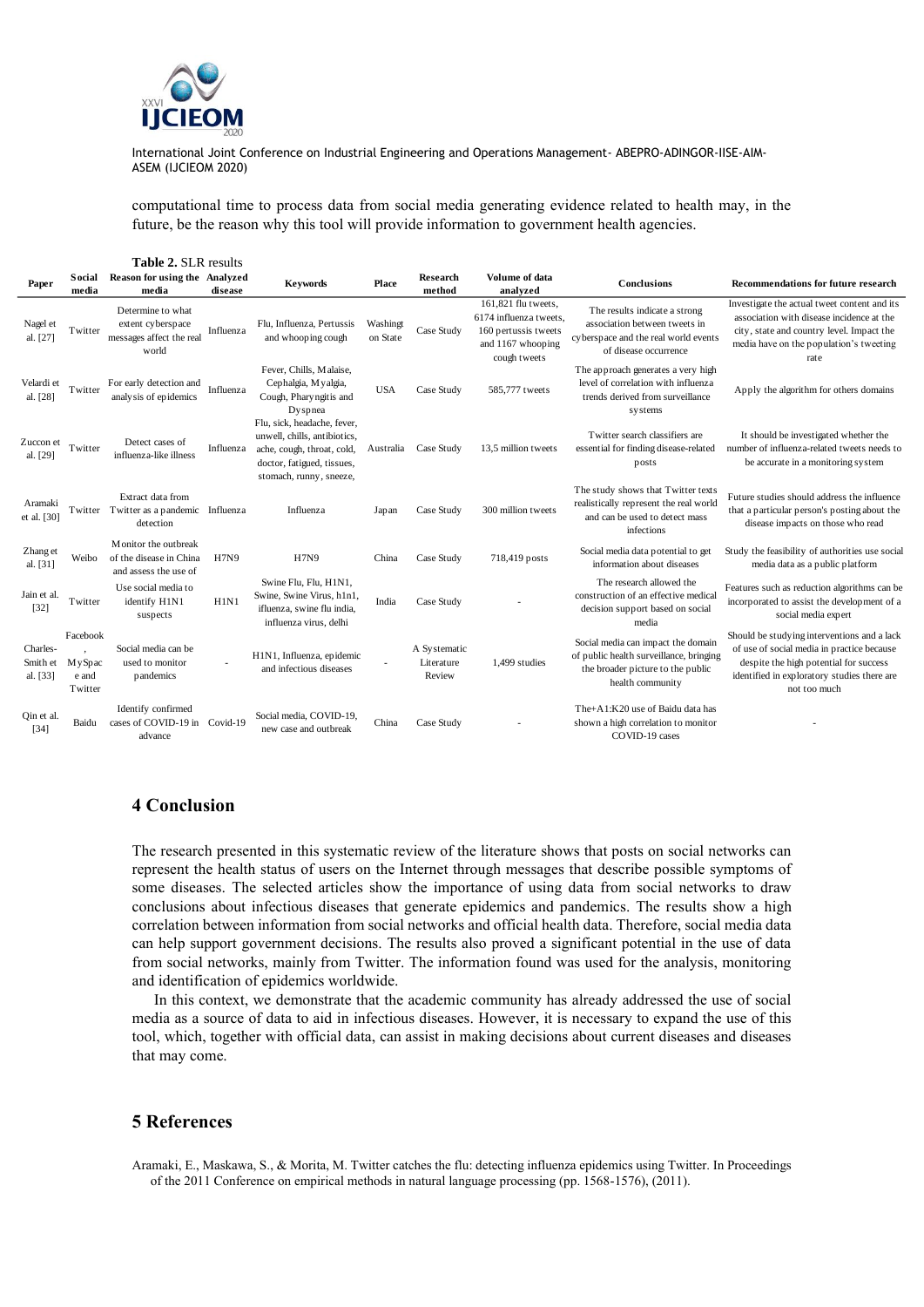computational time to process data from social media generating evidence related to health may, in the future, be the reason why this tool will provide information to government health agencies.

**Table 2.** SLR results

| Paper | Social media | Reason for using the media | Analyzed disease | Keywords | Place | Research method | Volume of data analyzed | Conclusions | Recommendations for future research |
|---|---|---|---|---|---|---|---|---|---|
| Nagel et al. [27] | Twitter | Determine to what extent cyberspace messages affect the real world | Influenza | Flu, Influenza, Pertussis and whooping cough | Washingt on State | Case Study | 161,821 flu tweets, 6174 influenza tweets, 160 pertussis tweets and 1167 whooping cough tweets | The results indicate a strong association between tweets in cyberspace and the real world events of disease occurrence | Investigate the actual tweet content and its association with disease incidence at the city, state and country level. Impact the media have on the population's tweeting rate |
| Velardi et al. [28] | Twitter | For early detection and analysis of epidemics | Influenza | Fever, Chills, Malaise, Cephalgia, Myalgia, Cough, Pharyngitis and Dyspnea | USA | Case Study | 585,777 tweets | The approach generates a very high level of correlation with influenza trends derived from surveillance systems | Apply the algorithm for others domains |
| Zuccon et al. [29] | Twitter | Detect cases of influenza-like illness | Influenza | Flu, sick, headache, fever, unwell, chills, antibiotics, ache, cough, throat, cold, doctor, fatigued, tissues, stomach, runny, sneeze, | Australia | Case Study | 13,5 million tweets | Twitter search classifiers are essential for finding disease-related posts | It should be investigated whether the number of influenza-related tweets needs to be accurate in a monitoring system |
| Aramaki et al. [30] | Twitter | Extract data from Twitter as a pandemic detection | Influenza | Influenza | Japan | Case Study | 300 million tweets | The study shows that Twitter texts realistically represent the real world and can be used to detect mass infections | Future studies should address the influence that a particular person's posting about the disease impacts on those who read |
| Zhang et al. [31] | Weibo | Monitor the outbreak of the disease in China and assess the use of | H7N9 | H7N9 | China | Case Study | 718,419 posts | Social media data potential to get information about diseases | Study the feasibility of authorities use social media data as a public platform |
| Jain et al. [32] | Twitter | Use social media to identify H1N1 suspects | H1N1 | Swine Flu, Swine, H1N1, Swine, Swine Virus, h1n1, ifluenza, swine flu india, influenza virus, delhi | India | Case Study | - | The research allowed the construction of an effective medical decision support based on social media | Features such as reduction algorithms can be incorporated to assist the development of a social media expert |
| Charles-Smith et al. [33] | Facebook, MySpac e and Twitter | Social media can be used to monitor pandemics | - | H1N1, Influenza, epidemic and infectious diseases | - | A Systematic Literature Review | 1,499 studies | Social media can impact the domain of public health surveillance, bringing the broader picture to the public health community | Should be studying interventions and a lack of use of social media in practice because despite the high potential for success identified in exploratory studies there are not too much |
| Qin et al. [34] | Baidu | Identify confirmed cases of COVID-19 in advance | Covid-19 | Social media, COVID-19, new case and outbreak | China | Case Study | - | The+A1:K20 use of Baidu data has shown a high correlation to monitor COVID-19 cases | - |

## 4 Conclusion

The research presented in this systematic review of the literature shows that posts on social networks can represent the health status of users on the Internet through messages that describe possible symptoms of some diseases. The selected articles show the importance of using data from social networks to draw conclusions about infectious diseases that generate epidemics and pandemics. The results show a high correlation between information from social networks and official health data. Therefore, social media data can help support government decisions. The results also proved a significant potential in the use of data from social networks, mainly from Twitter. The information found was used for the analysis, monitoring and identification of epidemics worldwide.

In this context, we demonstrate that the academic community has already addressed the use of social media as a source of data to aid in infectious diseases. However, it is necessary to expand the use of this tool, which, together with official data, can assist in making decisions about current diseases and diseases that may come.

## 5 References

Aramaki, E., Maskawa, S., & Morita, M. Twitter catches the flu: detecting influenza epidemics using Twitter. In Proceedings of the 2011 Conference on empirical methods in natural language processing (pp. 1568-1576), (2011).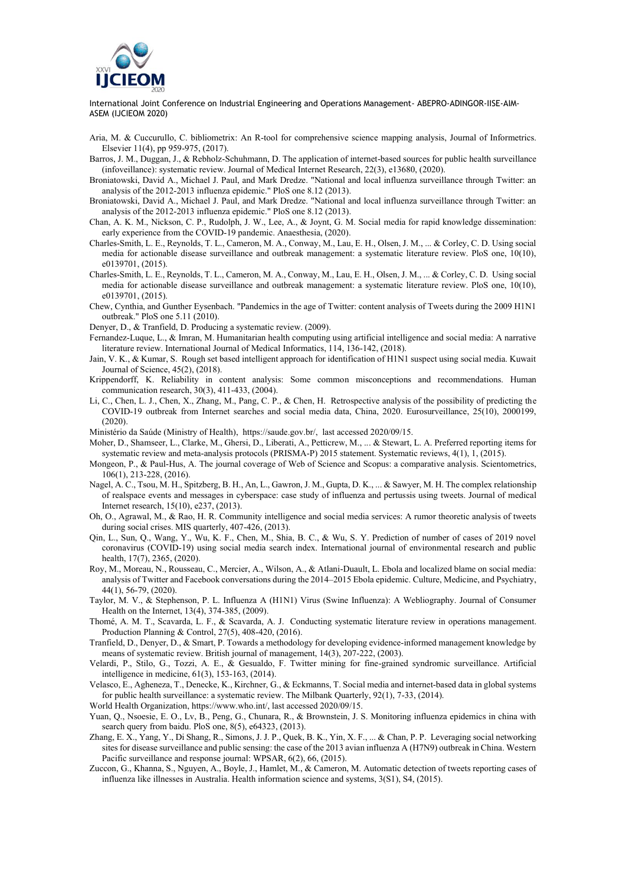Aria, M. & Cuccurullo, C. bibliometrix: An R-tool for comprehensive science mapping analysis, Journal of Informetrics. Elsevier 11(4), pp 959-975, (2017).

Barros, J. M., Duggan, J., & Rebholz-Schuhmann, D. The application of internet-based sources for public health surveillance (infoveillance): systematic review. Journal of Medical Internet Research, 22(3), e13680, (2020).

Broniatowski, David A., Michael J. Paul, and Mark Dredze. "National and local influenza surveillance through Twitter: an analysis of the 2012-2013 influenza epidemic." PloS one 8.12 (2013).

Broniatowski, David A., Michael J. Paul, and Mark Dredze. "National and local influenza surveillance through Twitter: an analysis of the 2012-2013 influenza epidemic." PloS one 8.12 (2013).

Chan, A. K. M., Nickson, C. P., Rudolph, J. W., Lee, A., & Joynt, G. M. Social media for rapid knowledge dissemination: early experience from the COVID-19 pandemic. Anaesthesia, (2020).

Charles-Smith, L. E., Reynolds, T. L., Cameron, M. A., Conway, M., Lau, E. H., Olsen, J. M., ... & Corley, C. D. Using social media for actionable disease surveillance and outbreak management: a systematic literature review. PloS one, 10(10), e0139701, (2015).

Charles-Smith, L. E., Reynolds, T. L., Cameron, M. A., Conway, M., Lau, E. H., Olsen, J. M., ... & Corley, C. D. Using social media for actionable disease surveillance and outbreak management: a systematic literature review. PloS one, 10(10), e0139701, (2015).

Chew, Cynthia, and Gunther Eysenbach. "Pandemics in the age of Twitter: content analysis of Tweets during the 2009 H1N1 outbreak." PloS one 5.11 (2010).

Denyer, D., & Tranfield, D. Producing a systematic review. (2009).

Fernandez-Luque, L., & Imran, M. Humanitarian health computing using artificial intelligence and social media: A narrative literature review. International Journal of Medical Informatics, 114, 136-142, (2018).

Jain, V. K., & Kumar, S. Rough set based intelligent approach for identification of H1N1 suspect using social media. Kuwait Journal of Science, 45(2), (2018).

Krippendorff, K. Reliability in content analysis: Some common misconceptions and recommendations. Human communication research, 30(3), 411-433, (2004).

Li, C., Chen, L. J., Chen, X., Zhang, M., Pang, C. P., & Chen, H. Retrospective analysis of the possibility of predicting the COVID-19 outbreak from Internet searches and social media data, China, 2020. Eurosurveillance, 25(10), 2000199, (2020).

Ministério da Saúde (Ministry of Health), https://saude.gov.br/, last accessed 2020/09/15.

Moher, D., Shamseer, L., Clarke, M., Ghersi, D., Liberati, A., Petticrew, M., ... & Stewart, L. A. Preferred reporting items for systematic review and meta-analysis protocols (PRISMA-P) 2015 statement. Systematic reviews, 4(1), 1, (2015).

Mongeon, P., & Paul-Hus, A. The journal coverage of Web of Science and Scopus: a comparative analysis. Scientometrics, 106(1), 213-228, (2016).

Nagel, A. C., Tsou, M. H., Spitzberg, B. H., An, L., Gawron, J. M., Gupta, D. K., ... & Sawyer, M. H. The complex relationship of realspace events and messages in cyberspace: case study of influenza and pertussis using tweets. Journal of medical Internet research, 15(10), e237, (2013).

Oh, O., Agrawal, M., & Rao, H. R. Community intelligence and social media services: A rumor theoretic analysis of tweets during social crises. MIS quarterly, 407-426, (2013).

Qin, L., Sun, Q., Wang, Y., Wu, K. F., Chen, M., Shia, B. C., & Wu, S. Y. Prediction of number of cases of 2019 novel coronavirus (COVID-19) using social media search index. International journal of environmental research and public health, 17(7), 2365, (2020).

Roy, M., Moreau, N., Rousseau, C., Mercier, A., Wilson, A., & Atlani-Duault, L. Ebola and localized blame on social media: analysis of Twitter and Facebook conversations during the 2014–2015 Ebola epidemic. Culture, Medicine, and Psychiatry, 44(1), 56-79, (2020).

Taylor, M. V., & Stephenson, P. L. Influenza A (H1N1) Virus (Swine Influenza): A Webliography. Journal of Consumer Health on the Internet, 13(4), 374-385, (2009).

Thomé, A. M. T., Scavarda, L. F., & Scavarda, A. J. Conducting systematic literature review in operations management. Production Planning & Control, 27(5), 408-420, (2016).

Tranfield, D., Denyer, D., & Smart, P. Towards a methodology for developing evidence-informed management knowledge by means of systematic review. British journal of management, 14(3), 207-222, (2003).

Velardi, P., Stilo, G., Tozzi, A. E., & Gesualdo, F. Twitter mining for fine-grained syndromic surveillance. Artificial intelligence in medicine, 61(3), 153-163, (2014).

Velasco, E., Agheneza, T., Denecke, K., Kirchner, G., & Eckmanns, T. Social media and internet-based data in global systems for public health surveillance: a systematic review. The Milbank Quarterly, 92(1), 7-33, (2014).

World Health Organization, https://www.who.int/, last accessed 2020/09/15.

Yuan, Q., Nsoesie, E. O., Lv, B., Peng, G., Chunara, R., & Brownstein, J. S. Monitoring influenza epidemics in china with search query from baidu. PloS one, 8(5), e64323, (2013).

Zhang, E. X., Yang, Y., Di Shang, R., Simons, J. J. P., Quek, B. K., Yin, X. F., ... & Chan, P. P. Leveraging social networking sites for disease surveillance and public sensing: the case of the 2013 avian influenza A (H7N9) outbreak in China. Western Pacific surveillance and response journal: WPSAR, 6(2), 66, (2015).

Zuccon, G., Khanna, S., Nguyen, A., Boyle, J., Hamlet, M., & Cameron, M. Automatic detection of tweets reporting cases of influenza like illnesses in Australia. Health information science and systems, 3(S1), S4, (2015).